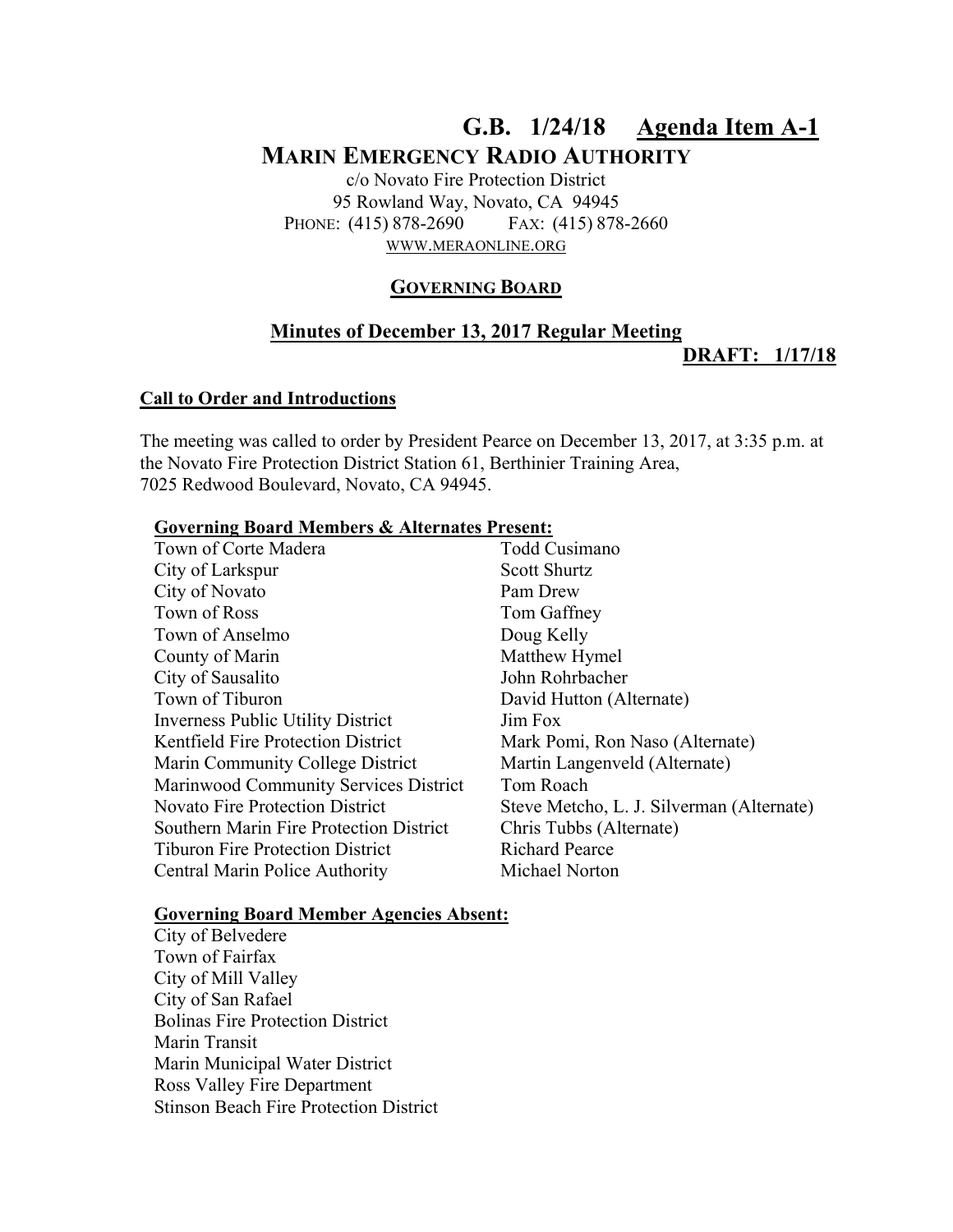# G.B. 1/24/18 Agenda Item A-1

## MARIN EMERGENCY RADIO AUTHORITY

c/o Novato Fire Protection District
95 Rowland Way, Novato, CA 94945
PHONE: (415) 878-2690 FAX: (415) 878-2660
WWW.MERAONLINE.ORG

### GOVERNING BOARD

### Minutes of December 13, 2017 Regular Meeting

**DRAFT: 1/17/18**

**Call to Order and Introductions**

The meeting was called to order by President Pearce on December 13, 2017, at 3:35 p.m. at the Novato Fire Protection District Station 61, Berthinier Training Area, 7025 Redwood Boulevard, Novato, CA 94945.

**Governing Board Members & Alternates Present:**

| | |
|---|---|
| Town of Corte Madera | Todd Cusimano |
| City of Larkspur | Scott Shurtz |
| City of Novato | Pam Drew |
| Town of Ross | Tom Gaffney |
| Town of Anselmo | Doug Kelly |
| County of Marin | Matthew Hymel |
| City of Sausalito | John Rohrbacher |
| Town of Tiburon | David Hutton (Alternate) |
| Inverness Public Utility District | Jim Fox |
| Kentfield Fire Protection District | Mark Pomi, Ron Naso (Alternate) |
| Marin Community College District | Martin Langenveld (Alternate) |
| Marinwood Community Services District | Tom Roach |
| Novato Fire Protection District | Steve Metcho, L. J. Silverman (Alternate) |
| Southern Marin Fire Protection District | Chris Tubbs (Alternate) |
| Tiburon Fire Protection District | Richard Pearce |
| Central Marin Police Authority | Michael Norton |

**Governing Board Member Agencies Absent:**

City of Belvedere
Town of Fairfax
City of Mill Valley
City of San Rafael
Bolinas Fire Protection District
Marin Transit
Marin Municipal Water District
Ross Valley Fire Department
Stinson Beach Fire Protection District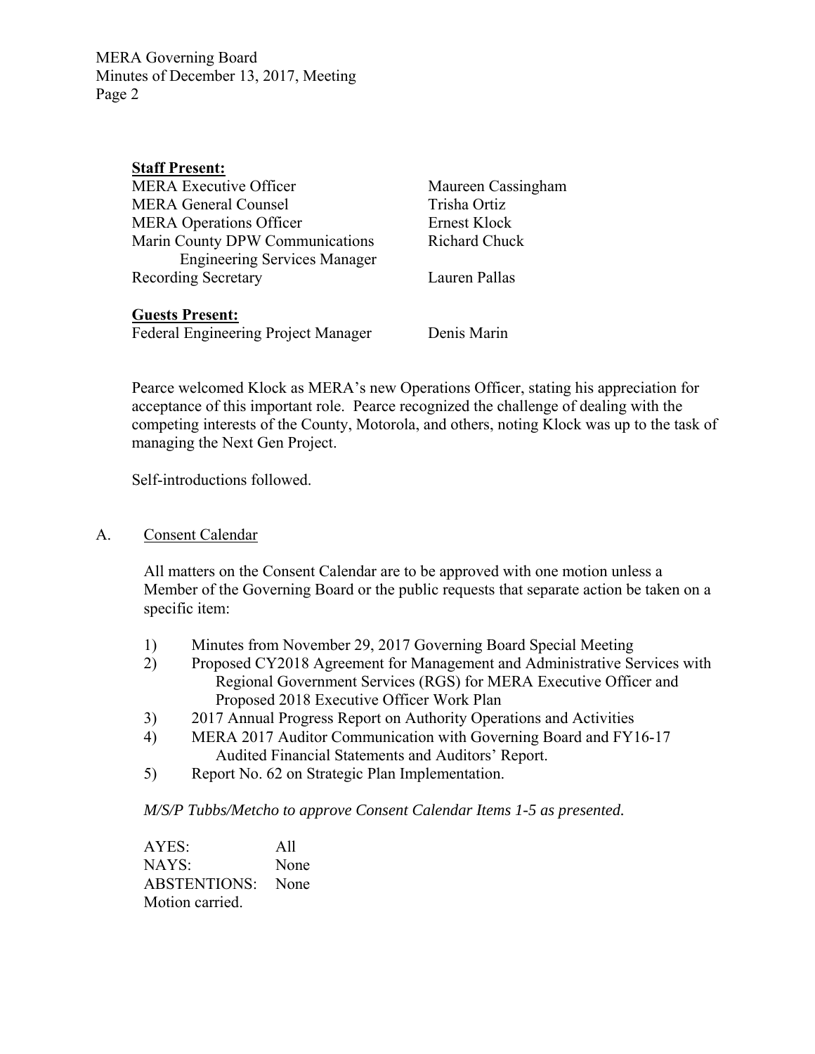**Staff Present:**

| | |
|---|---|
| MERA Executive Officer | Maureen Cassingham |
| MERA General Counsel | Trisha Ortiz |
| MERA Operations Officer | Ernest Klock |
| Marin County DPW Communications Engineering Services Manager | Richard Chuck |
| Recording Secretary | Lauren Pallas |

**Guests Present:**

| | |
|---|---|
| Federal Engineering Project Manager | Denis Marin |

Pearce welcomed Klock as MERA's new Operations Officer, stating his appreciation for acceptance of this important role. Pearce recognized the challenge of dealing with the competing interests of the County, Motorola, and others, noting Klock was up to the task of managing the Next Gen Project.

Self-introductions followed.

A. Consent Calendar

All matters on the Consent Calendar are to be approved with one motion unless a Member of the Governing Board or the public requests that separate action be taken on a specific item:

1) Minutes from November 29, 2017 Governing Board Special Meeting
2) Proposed CY2018 Agreement for Management and Administrative Services with Regional Government Services (RGS) for MERA Executive Officer and Proposed 2018 Executive Officer Work Plan
3) 2017 Annual Progress Report on Authority Operations and Activities
4) MERA 2017 Auditor Communication with Governing Board and FY16-17 Audited Financial Statements and Auditors' Report.
5) Report No. 62 on Strategic Plan Implementation.

*M/S/P Tubbs/Metcho to approve Consent Calendar Items 1-5 as presented.*

AYES: All
NAYS: None
ABSTENTIONS: None
Motion carried.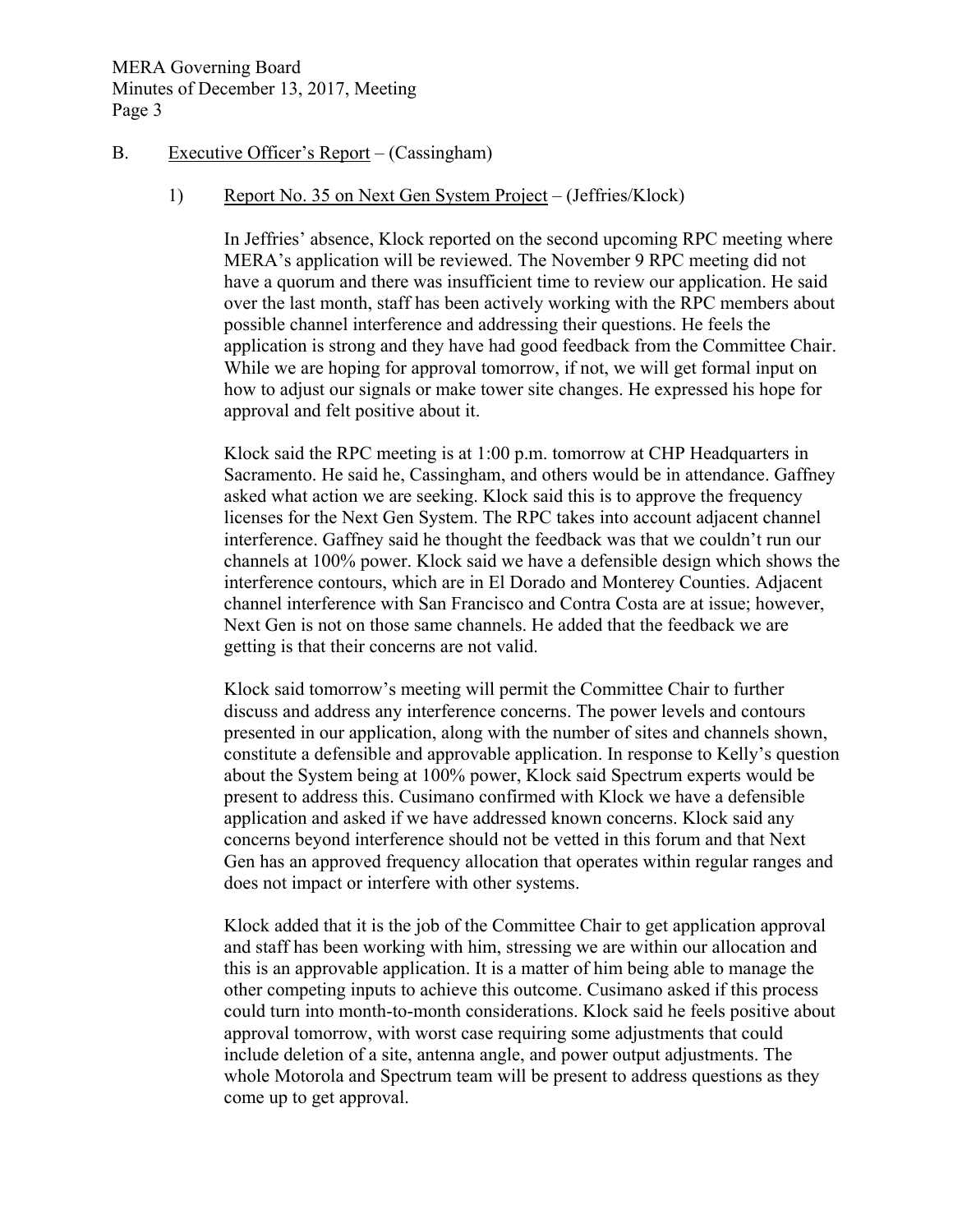B. Executive Officer's Report – (Cassingham)

1) Report No. 35 on Next Gen System Project – (Jeffries/Klock)

In Jeffries' absence, Klock reported on the second upcoming RPC meeting where MERA's application will be reviewed. The November 9 RPC meeting did not have a quorum and there was insufficient time to review our application. He said over the last month, staff has been actively working with the RPC members about possible channel interference and addressing their questions. He feels the application is strong and they have had good feedback from the Committee Chair. While we are hoping for approval tomorrow, if not, we will get formal input on how to adjust our signals or make tower site changes. He expressed his hope for approval and felt positive about it.

Klock said the RPC meeting is at 1:00 p.m. tomorrow at CHP Headquarters in Sacramento. He said he, Cassingham, and others would be in attendance. Gaffney asked what action we are seeking. Klock said this is to approve the frequency licenses for the Next Gen System. The RPC takes into account adjacent channel interference. Gaffney said he thought the feedback was that we couldn't run our channels at 100% power. Klock said we have a defensible design which shows the interference contours, which are in El Dorado and Monterey Counties. Adjacent channel interference with San Francisco and Contra Costa are at issue; however, Next Gen is not on those same channels. He added that the feedback we are getting is that their concerns are not valid.

Klock said tomorrow's meeting will permit the Committee Chair to further discuss and address any interference concerns. The power levels and contours presented in our application, along with the number of sites and channels shown, constitute a defensible and approvable application. In response to Kelly's question about the System being at 100% power, Klock said Spectrum experts would be present to address this. Cusimano confirmed with Klock we have a defensible application and asked if we have addressed known concerns. Klock said any concerns beyond interference should not be vetted in this forum and that Next Gen has an approved frequency allocation that operates within regular ranges and does not impact or interfere with other systems.

Klock added that it is the job of the Committee Chair to get application approval and staff has been working with him, stressing we are within our allocation and this is an approvable application. It is a matter of him being able to manage the other competing inputs to achieve this outcome. Cusimano asked if this process could turn into month-to-month considerations. Klock said he feels positive about approval tomorrow, with worst case requiring some adjustments that could include deletion of a site, antenna angle, and power output adjustments. The whole Motorola and Spectrum team will be present to address questions as they come up to get approval.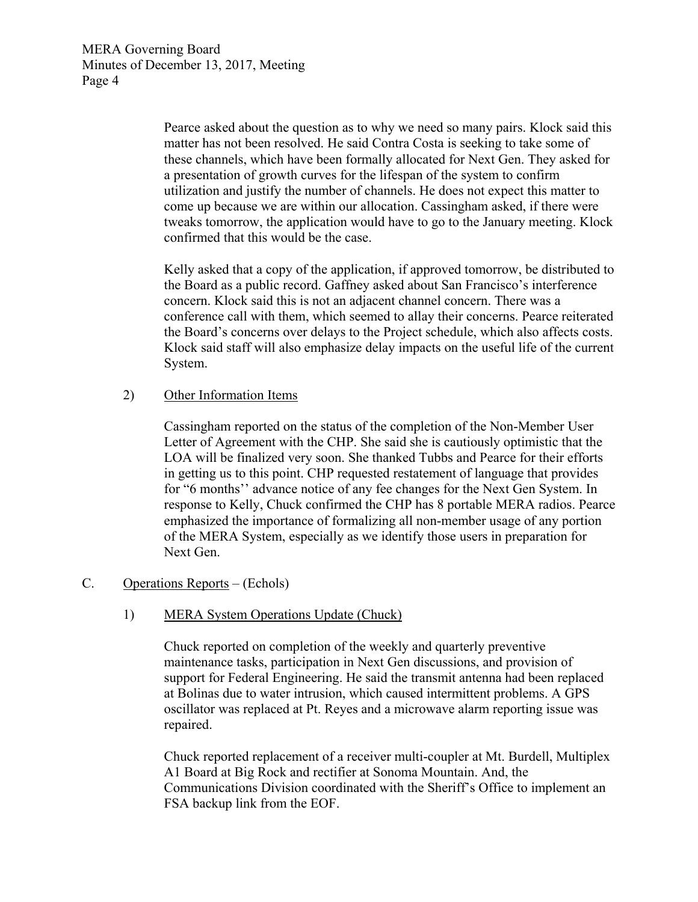Pearce asked about the question as to why we need so many pairs. Klock said this matter has not been resolved. He said Contra Costa is seeking to take some of these channels, which have been formally allocated for Next Gen. They asked for a presentation of growth curves for the lifespan of the system to confirm utilization and justify the number of channels. He does not expect this matter to come up because we are within our allocation. Cassingham asked, if there were tweaks tomorrow, the application would have to go to the January meeting. Klock confirmed that this would be the case.

Kelly asked that a copy of the application, if approved tomorrow, be distributed to the Board as a public record. Gaffney asked about San Francisco's interference concern. Klock said this is not an adjacent channel concern. There was a conference call with them, which seemed to allay their concerns. Pearce reiterated the Board's concerns over delays to the Project schedule, which also affects costs. Klock said staff will also emphasize delay impacts on the useful life of the current System.

2) Other Information Items

Cassingham reported on the status of the completion of the Non-Member User Letter of Agreement with the CHP. She said she is cautiously optimistic that the LOA will be finalized very soon. She thanked Tubbs and Pearce for their efforts in getting us to this point. CHP requested restatement of language that provides for "6 months'' advance notice of any fee changes for the Next Gen System. In response to Kelly, Chuck confirmed the CHP has 8 portable MERA radios. Pearce emphasized the importance of formalizing all non-member usage of any portion of the MERA System, especially as we identify those users in preparation for Next Gen.

C. Operations Reports – (Echols)

1) MERA System Operations Update (Chuck)

Chuck reported on completion of the weekly and quarterly preventive maintenance tasks, participation in Next Gen discussions, and provision of support for Federal Engineering. He said the transmit antenna had been replaced at Bolinas due to water intrusion, which caused intermittent problems. A GPS oscillator was replaced at Pt. Reyes and a microwave alarm reporting issue was repaired.

Chuck reported replacement of a receiver multi-coupler at Mt. Burdell, Multiplex A1 Board at Big Rock and rectifier at Sonoma Mountain. And, the Communications Division coordinated with the Sheriff's Office to implement an FSA backup link from the EOF.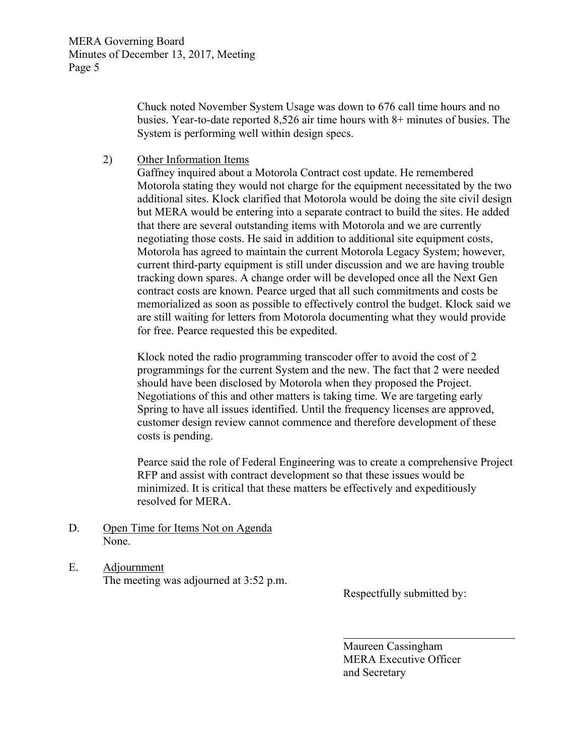Chuck noted November System Usage was down to 676 call time hours and no busies. Year-to-date reported 8,526 air time hours with 8+ minutes of busies. The System is performing well within design specs.

2) Other Information Items

Gaffney inquired about a Motorola Contract cost update. He remembered Motorola stating they would not charge for the equipment necessitated by the two additional sites. Klock clarified that Motorola would be doing the site civil design but MERA would be entering into a separate contract to build the sites. He added that there are several outstanding items with Motorola and we are currently negotiating those costs. He said in addition to additional site equipment costs, Motorola has agreed to maintain the current Motorola Legacy System; however, current third-party equipment is still under discussion and we are having trouble tracking down spares. A change order will be developed once all the Next Gen contract costs are known. Pearce urged that all such commitments and costs be memorialized as soon as possible to effectively control the budget. Klock said we are still waiting for letters from Motorola documenting what they would provide for free. Pearce requested this be expedited.

Klock noted the radio programming transcoder offer to avoid the cost of 2 programmings for the current System and the new. The fact that 2 were needed should have been disclosed by Motorola when they proposed the Project. Negotiations of this and other matters is taking time. We are targeting early Spring to have all issues identified. Until the frequency licenses are approved, customer design review cannot commence and therefore development of these costs is pending.

Pearce said the role of Federal Engineering was to create a comprehensive Project RFP and assist with contract development so that these issues would be minimized. It is critical that these matters be effectively and expeditiously resolved for MERA.

D. Open Time for Items Not on Agenda

None.

E. Adjournment

The meeting was adjourned at 3:52 p.m.

Respectfully submitted by:

Maureen Cassingham
MERA Executive Officer
and Secretary